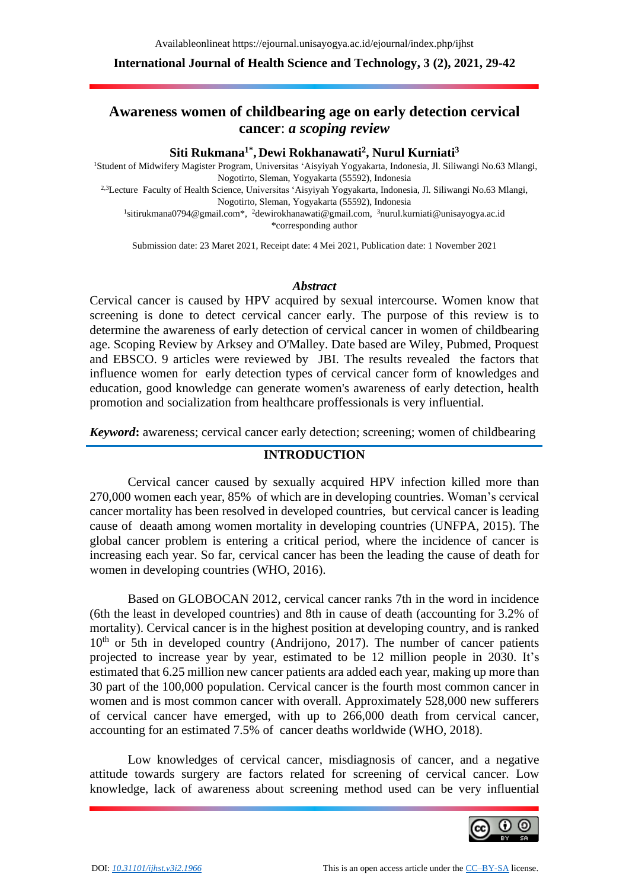# Awareness women of childbearing age on early detection cervical cancer: *a scoping review*

**Siti Rukmana[1*], Dewi Rokhanawati[2], Nurul Kurniati[3]**

[1]Student of Midwifery Magister Program, Universitas 'Aisyiyah Yogyakarta, Indonesia, Jl. Siliwangi No.63 Mlangi, Nogotirto, Sleman, Yogyakarta (55592), Indonesia

[2,3]Lecture Faculty of Health Science, Universitas 'Aisyiyah Yogyakarta, Indonesia, Jl. Siliwangi No.63 Mlangi, Nogotirto, Sleman, Yogyakarta (55592), Indonesia

[1]sitirukmana0794@gmail.com*, [2]dewirokhanawati@gmail.com, [3]nurul.kurniati@unisayogya.ac.id

*corresponding author

Submission date: 23 Maret 2021, Receipt date: 4 Mei 2021, Publication date: 1 November 2021

### *Abstract*

Cervical cancer is caused by HPV acquired by sexual intercourse. Women know that screening is done to detect cervical cancer early. The purpose of this review is to determine the awareness of early detection of cervical cancer in women of childbearing age. Scoping Review by Arksey and O'Malley. Date based are Wiley, Pubmed, Proquest and EBSCO. 9 articles were reviewed by JBI. The results revealed the factors that influence women for early detection types of cervical cancer form of knowledges and education, good knowledge can generate women's awareness of early detection, health promotion and socialization from healthcare proffessionals is very influential.

***Keyword*:** awareness; cervical cancer early detection; screening; women of childbearing

## INTRODUCTION

Cervical cancer caused by sexually acquired HPV infection killed more than 270,000 women each year, 85% of which are in developing countries. Woman's cervical cancer mortality has been resolved in developed countries, but cervical cancer is leading cause of deaath among women mortality in developing countries (UNFPA, 2015). The global cancer problem is entering a critical period, where the incidence of cancer is increasing each year. So far, cervical cancer has been the leading the cause of death for women in developing countries (WHO, 2016).

Based on GLOBOCAN 2012, cervical cancer ranks 7th in the word in incidence (6th the least in developed countries) and 8th in cause of death (accounting for 3.2% of mortality). Cervical cancer is in the highest position at developing country, and is ranked 10$^{th}$ or 5th in developed country (Andrijono, 2017). The number of cancer patients projected to increase year by year, estimated to be 12 million people in 2030. It's estimated that 6.25 million new cancer patients ara added each year, making up more than 30 part of the 100,000 population. Cervical cancer is the fourth most common cancer in women and is most common cancer with overall. Approximately 528,000 new sufferers of cervical cancer have emerged, with up to 266,000 death from cervical cancer, accounting for an estimated 7.5% of cancer deaths worldwide (WHO, 2018).

Low knowledges of cervical cancer, misdiagnosis of cancer, and a negative attitude towards surgery are factors related for screening of cervical cancer. Low knowledge, lack of awareness about screening method used can be very influential

DOI: 10.31101/ijhst.v3i2.1966 This is an open access article under the CC–BY-SA license.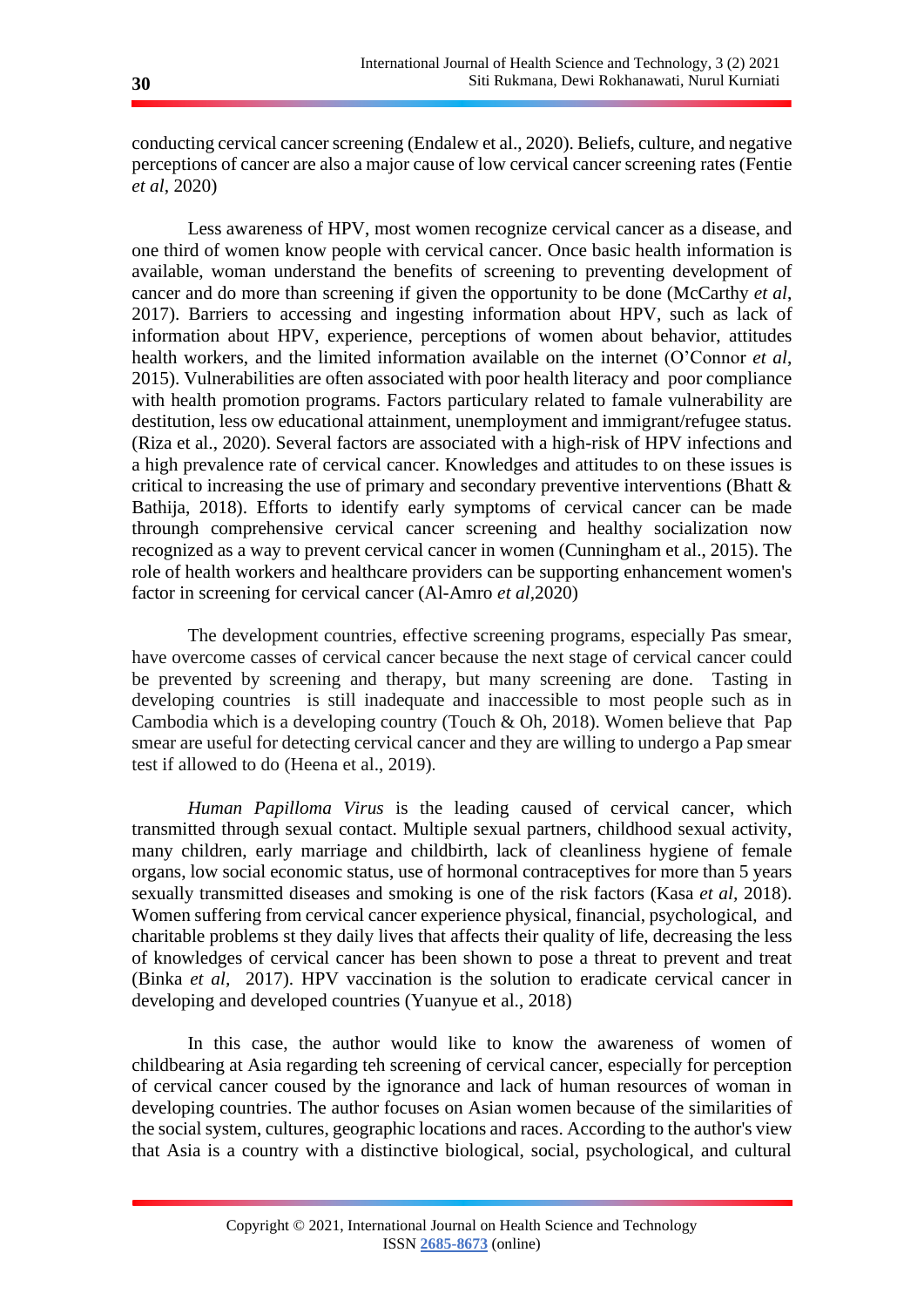conducting cervical cancer screening (Endalew et al., 2020). Beliefs, culture, and negative perceptions of cancer are also a major cause of low cervical cancer screening rates (Fentie *et al*, 2020)

Less awareness of HPV, most women recognize cervical cancer as a disease, and one third of women know people with cervical cancer. Once basic health information is available, woman understand the benefits of screening to preventing development of cancer and do more than screening if given the opportunity to be done (McCarthy *et al*, 2017). Barriers to accessing and ingesting information about HPV, such as lack of information about HPV, experience, perceptions of women about behavior, attitudes health workers, and the limited information available on the internet (O'Connor *et al*, 2015). Vulnerabilities are often associated with poor health literacy and poor compliance with health promotion programs. Factors particulary related to famale vulnerability are destitution, less ow educational attainment, unemployment and immigrant/refugee status. (Riza et al., 2020). Several factors are associated with a high-risk of HPV infections and a high prevalence rate of cervical cancer. Knowledges and attitudes to on these issues is critical to increasing the use of primary and secondary preventive interventions (Bhatt & Bathija, 2018). Efforts to identify early symptoms of cervical cancer can be made throungh comprehensive cervical cancer screening and healthy socialization now recognized as a way to prevent cervical cancer in women (Cunningham et al., 2015). The role of health workers and healthcare providers can be supporting enhancement women's factor in screening for cervical cancer (Al-Amro *et al*,2020)

The development countries, effective screening programs, especially Pas smear, have overcome casses of cervical cancer because the next stage of cervical cancer could be prevented by screening and therapy, but many screening are done. Tasting in developing countries is still inadequate and inaccessible to most people such as in Cambodia which is a developing country (Touch & Oh, 2018). Women believe that Pap smear are useful for detecting cervical cancer and they are willing to undergo a Pap smear test if allowed to do (Heena et al., 2019).

*Human Papilloma Virus* is the leading caused of cervical cancer, which transmitted through sexual contact. Multiple sexual partners, childhood sexual activity, many children, early marriage and childbirth, lack of cleanliness hygiene of female organs, low social economic status, use of hormonal contraceptives for more than 5 years sexually transmitted diseases and smoking is one of the risk factors (Kasa *et al*, 2018). Women suffering from cervical cancer experience physical, financial, psychological, and charitable problems st they daily lives that affects their quality of life, decreasing the less of knowledges of cervical cancer has been shown to pose a threat to prevent and treat (Binka *et al*, 2017). HPV vaccination is the solution to eradicate cervical cancer in developing and developed countries (Yuanyue et al., 2018)

In this case, the author would like to know the awareness of women of childbearing at Asia regarding teh screening of cervical cancer, especially for perception of cervical cancer coused by the ignorance and lack of human resources of woman in developing countries. The author focuses on Asian women because of the similarities of the social system, cultures, geographic locations and races. According to the author's view that Asia is a country with a distinctive biological, social, psychological, and cultural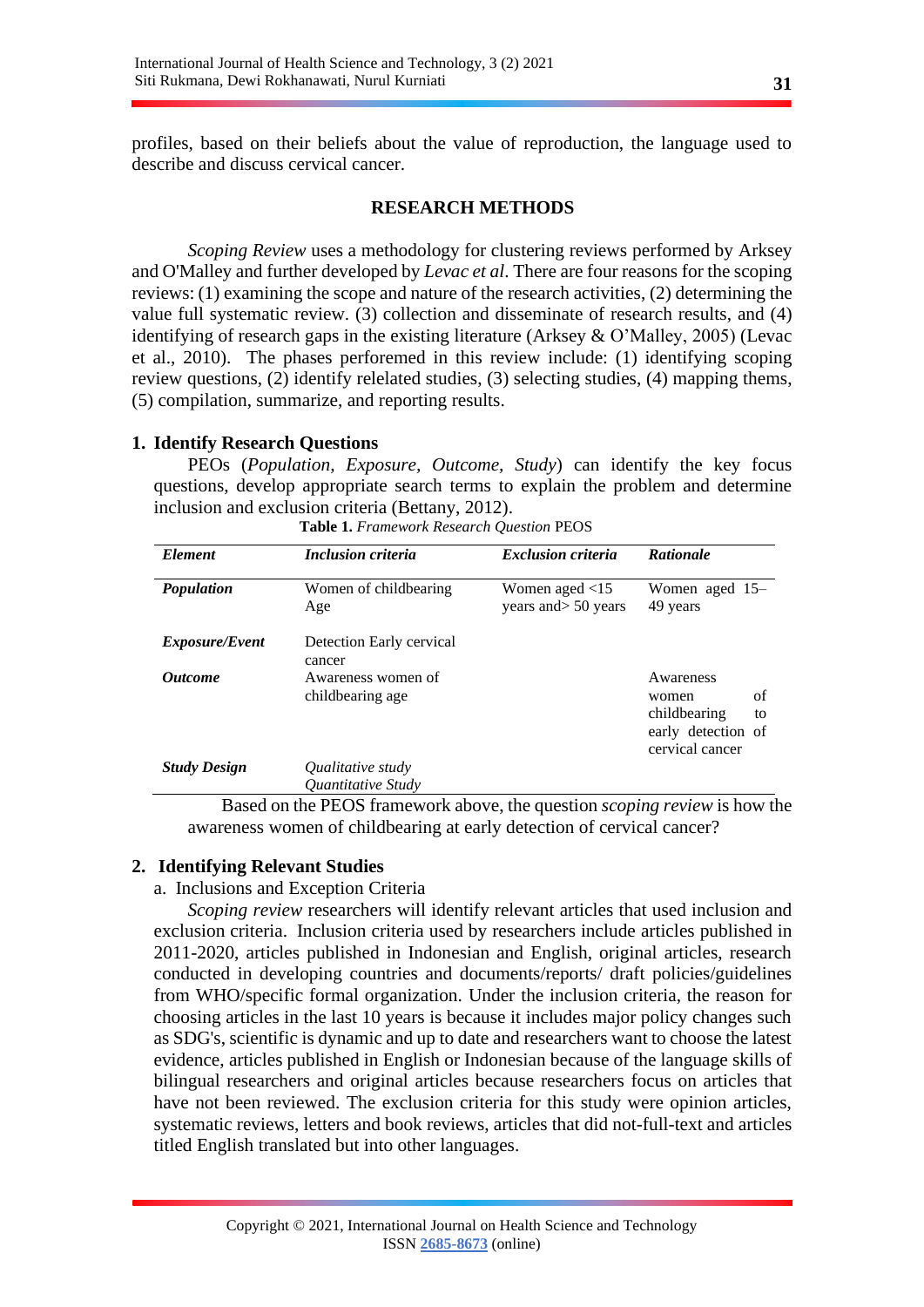profiles, based on their beliefs about the value of reproduction, the language used to describe and discuss cervical cancer.

## RESEARCH METHODS

*Scoping Review* uses a methodology for clustering reviews performed by Arksey and O'Malley and further developed by *Levac et al*. There are four reasons for the scoping reviews: (1) examining the scope and nature of the research activities, (2) determining the value full systematic review. (3) collection and disseminate of research results, and (4) identifying of research gaps in the existing literature (Arksey & O'Malley, 2005) (Levac et al., 2010). The phases perforemed in this review include: (1) identifying scoping review questions, (2) identify relelated studies, (3) selecting studies, (4) mapping thems, (5) compilation, summarize, and reporting results.

### 1. Identify Research Questions

PEOs (*Population, Exposure, Outcome, Study*) can identify the key focus questions, develop appropriate search terms to explain the problem and determine inclusion and exclusion criteria (Bettany, 2012).

**Table 1.** *Framework Research Question* PEOS

| *Element* | *Inclusion criteria* | *Exclusion criteria* | *Rationale* |
|---|---|---|---|
| ***Population*** | Women of childbearing Age | Women aged <15 years and> 50 years | Women aged 15–49 years |
| ***Exposure/Event*** | Detection Early cervical cancer | | |
| ***Outcome*** | Awareness women of childbearing age | | Awareness women of childbearing to early detection of cervical cancer |
| ***Study Design*** | *Qualitative study*<br>*Quantitative Study* | | |

Based on the PEOS framework above, the question *scoping review* is how the awareness women of childbearing at early detection of cervical cancer?

### 2. Identifying Relevant Studies

a. Inclusions and Exception Criteria

*Scoping review* researchers will identify relevant articles that used inclusion and exclusion criteria. Inclusion criteria used by researchers include articles published in 2011-2020, articles published in Indonesian and English, original articles, research conducted in developing countries and documents/reports/ draft policies/guidelines from WHO/specific formal organization. Under the inclusion criteria, the reason for choosing articles in the last 10 years is because it includes major policy changes such as SDG's, scientific is dynamic and up to date and researchers want to choose the latest evidence, articles published in English or Indonesian because of the language skills of bilingual researchers and original articles because researchers focus on articles that have not been reviewed. The exclusion criteria for this study were opinion articles, systematic reviews, letters and book reviews, articles that did not-full-text and articles titled English translated but into other languages.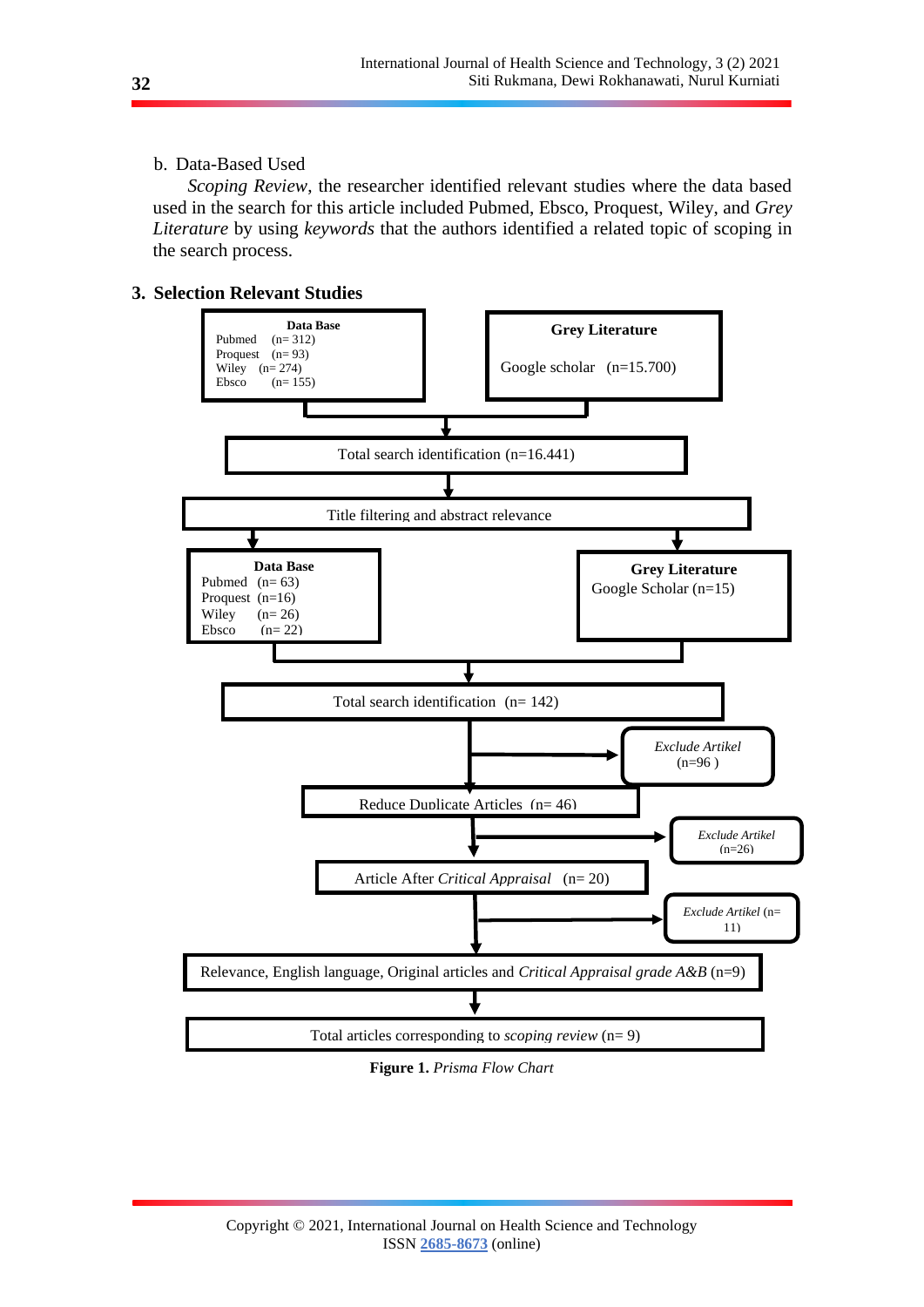b. Data-Based Used

*Scoping Review*, the researcher identified relevant studies where the data based used in the search for this article included Pubmed, Ebsco, Proquest, Wiley, and *Grey Literature* by using *keywords* that the authors identified a related topic of scoping in the search process.

## 3. Selection Relevant Studies

**Data Base**
Pubmed (n= 312)
Proquest (n= 93)
Wiley (n= 274)
Ebsco (n= 155)

**Grey Literature**
Google scholar (n=15.700)

Total search identification (n=16.441)

Title filtering and abstract relevance

**Data Base**
Pubmed (n= 63)
Proquest (n=16)
Wiley (n= 26)
Ebsco (n= 22)

**Grey Literature**
Google Scholar (n=15)

Total search identification (n= 142)

*Exclude Artikel* (n=96 )

Reduce Duplicate Articles (n= 46)

*Exclude Artikel* (n=26)

Article After *Critical Appraisal* (n= 20)

*Exclude Artikel* (n= 11)

Relevance, English language, Original articles and *Critical Appraisal grade A&B* (n=9)

Total articles corresponding to *scoping review* (n= 9)

**Figure 1.** *Prisma Flow Chart*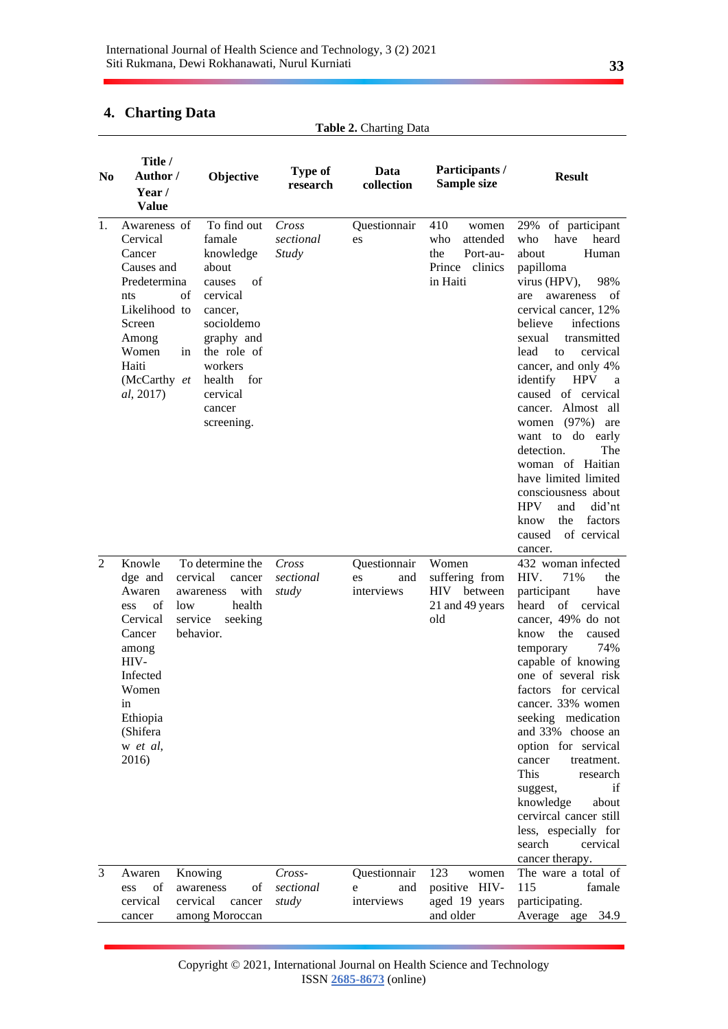## 4. Charting Data

**Table 2.** Charting Data

| No | Title / Author / Year / Value | Objective | Type of research | Data collection | Participants / Sample size | Result |
|---|---|---|---|---|---|---|
| 1. | Awareness of Cervical Cancer Causes and Predeterminants of Likelihood to Screen Among Women in Haiti (McCarthy *et al*, 2017) | To find out famale knowledge about causes of cervical cancer, socioldemography and the role of workers health for cervical cancer screening. | *Cross sectional Study* | Questionnaires | 410 women who attended the Port-au-Prince clinics in Haiti | 29% of participant who have heard about Human papilloma virus (HPV), 98% are awareness of cervical cancer, 12% believe infections sexual transmitted lead to cervical cancer, and only 4% identify HPV a caused of cervical cancer. Almost all women (97%) are want to do early detection. The woman of Haitian have limited limited consciousness about HPV and did'nt know the factors caused of cervical cancer. |
| 2 | Knowledge and Awareness of Cervical Cancer among HIV-Infected Women in Ethiopia (Shiferaw *et al*, 2016) | To determine the cervical cancer awareness with low health service seeking behavior. | *Cross sectional study* | Questionnaires and interviews | Women suffering from HIV between 21 and 49 years old | 432 woman infected HIV. 71% the participant have heard of cervical cancer, 49% do not know the caused temporary 74% capable of knowing one of several risk factors for cervical cancer. 33% women seeking medication and 33% choose an option for servical cancer treatment. This research suggest, if knowledge about cervircal cancer still less, especially for search cervical cancer therapy. |
| 3 | Awareness of cervical cancer | Knowing awareness of cervical cancer among Moroccan | *Cross-sectional study* | Questionnaire and interviews | 123 women positive HIV-aged 19 years and older | The ware a total of 115 famale participating. Average age 34.9 |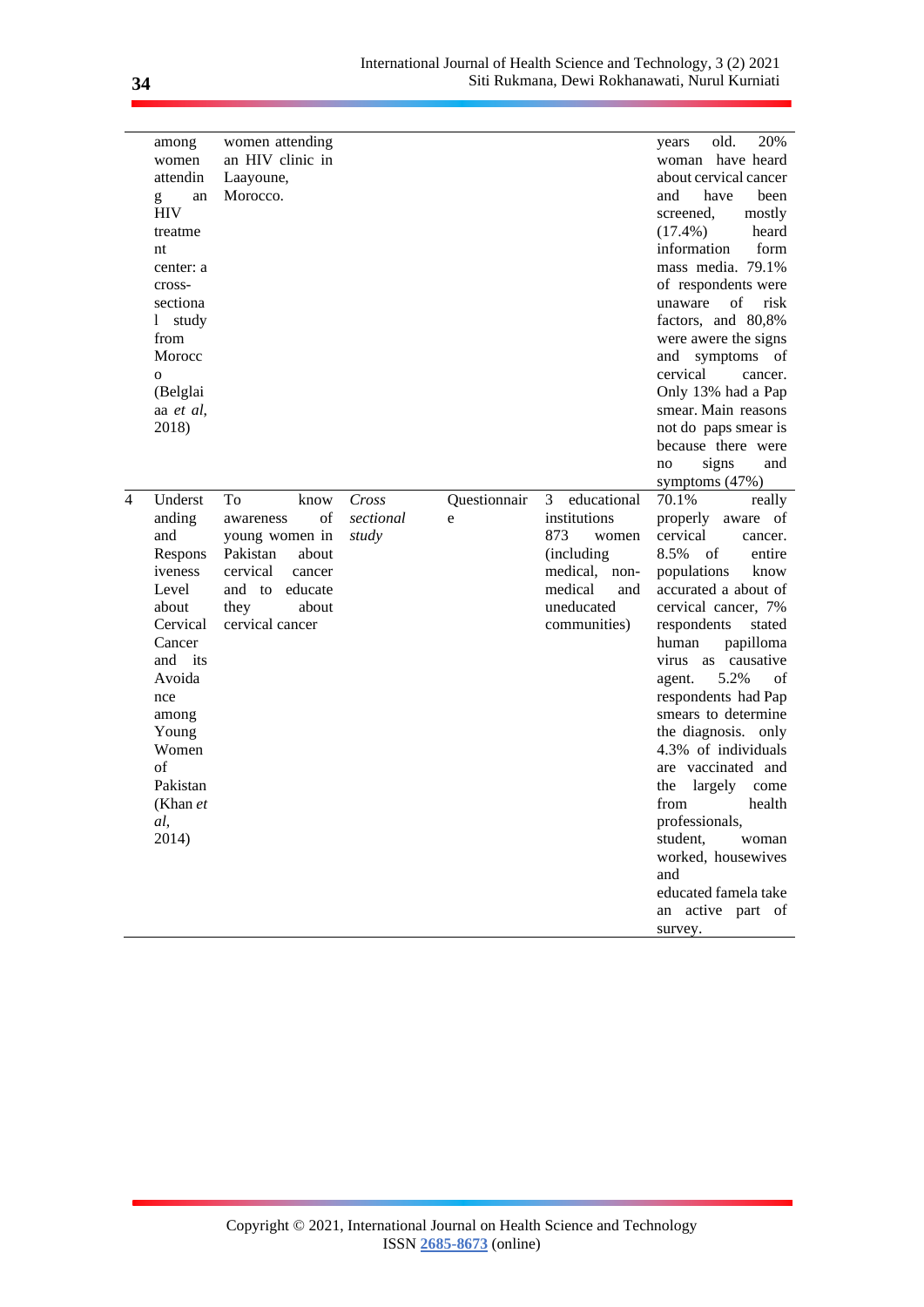| | | | | | | |
|---|---|---|---|---|---|---|
| | among women attending an HIV treatment center: a cross-sectional study from Morocco (Belglaiaa *et al*, 2018) | women attending an HIV clinic in Laayoune, Morocco. | | | | years old. 20% woman have heard about cervical cancer and have been screened, mostly (17.4%) heard information form mass media. 79.1% of respondents were unaware of risk factors, and 80,8% were awere the signs and symptoms of cervical cancer. Only 13% had a Pap smear. Main reasons not do paps smear is because there were no signs and symptoms (47%) |
| 4 | Understanding and Responsiveness Level about Cervical Cancer and its Avoidance among Young Women of Pakistan (Khan *et al*, 2014) | To know awareness of young women in Pakistan about cervical cancer and to educate they about cervical cancer | *Cross sectional study* | Questionnaire | 3 educational institutions 873 women (including medical, non-medical and uneducated communities) | 70.1% really properly aware of cervical cancer. 8.5% of entire populations know accurated a about of cervical cancer, 7% respondents stated human papilloma virus as causative agent. 5.2% of respondents had Pap smears to determine the diagnosis. only 4.3% of individuals are vaccinated and the largely come from health professionals, student, woman worked, housewives and educated famela take an active part of survey. |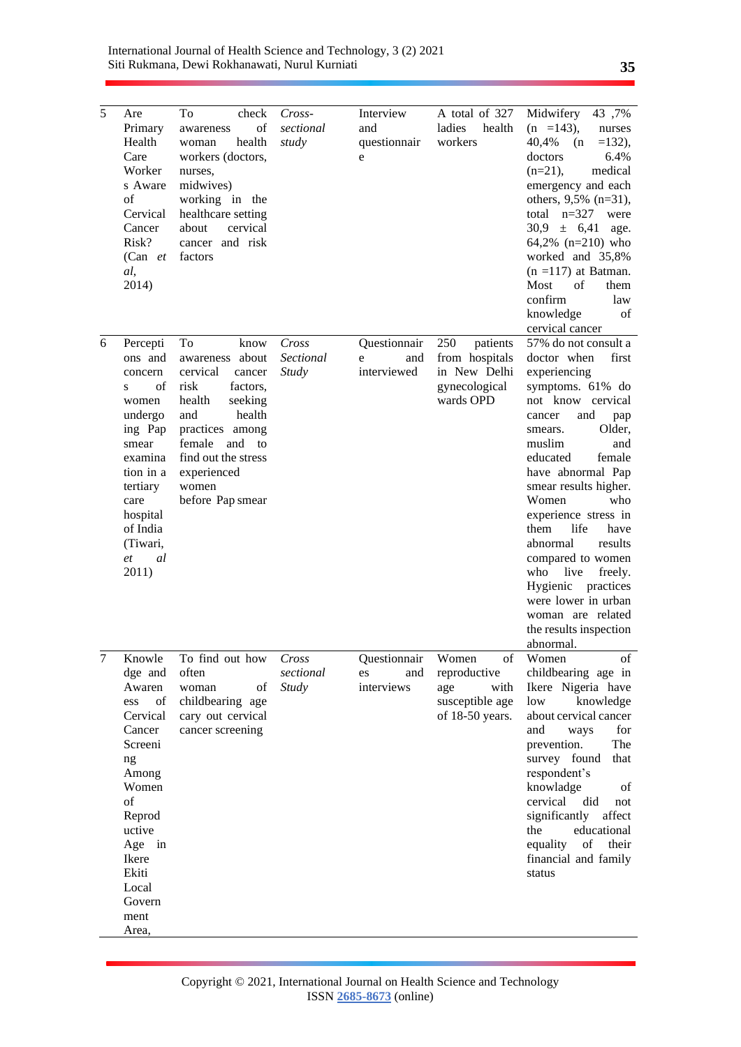| 5 | Are Primary Health Care Workers Aware of Cervical Cancer Risk? (Can *et al*, 2014) | To check awareness of woman health workers (doctors, nurses, midwives) working in the healthcare setting about cervical cancer and risk factors | *Cross-sectional study* | Interview and questionnaire | A total of 327 ladies health workers | Midwifery 43 ,7% (n =143), nurses 40,4% (n =132), doctors 6.4% (n=21), medical emergency and each others, 9,5% (n=31), total n=327 were 30,9 ± 6,41 age. 64,2% (n=210) who worked and 35,8% (n =117) at Batman. Most of them confirm law knowledge of cervical cancer |
|---|---|---|---|---|---|---|
| 6 | Perceptions and concerns of women undergoing Pap smear examination in a tertiary care hospital of India (Tiwari, *et al* 2011) | To know awareness about cervical cancer risk factors, health seeking and health practices among female and to find out the stress experienced women before Pap smear | *Cross Sectional Study* | Questionnaire and interviewed | 250 patients from hospitals in New Delhi gynecological wards OPD | 57% do not consult a doctor when first experiencing symptoms. 61% do not know cervical cancer and pap smears. Older, muslim and educated female have abnormal Pap smear results higher. Women who experience stress in them life have abnormal results compared to women who live freely. Hygienic practices were lower in urban woman are related the results inspection abnormal. |
| 7 | Knowledge and Awareness of Cervical Cancer Screening Among Women of Reproductive Age in Ikere Ekiti Local Government Area, | To find out how often woman of childbearing age cary out cervical cancer screening | *Cross sectional Study* | Questionnaires and interviews | Women of reproductive age with susceptible age of 18-50 years. | Women of childbearing age in Ikere Nigeria have low knowledge about cervical cancer and ways for prevention. The survey found that respondent's knowladge of cervical did not significantly affect the educational equality of their financial and family status |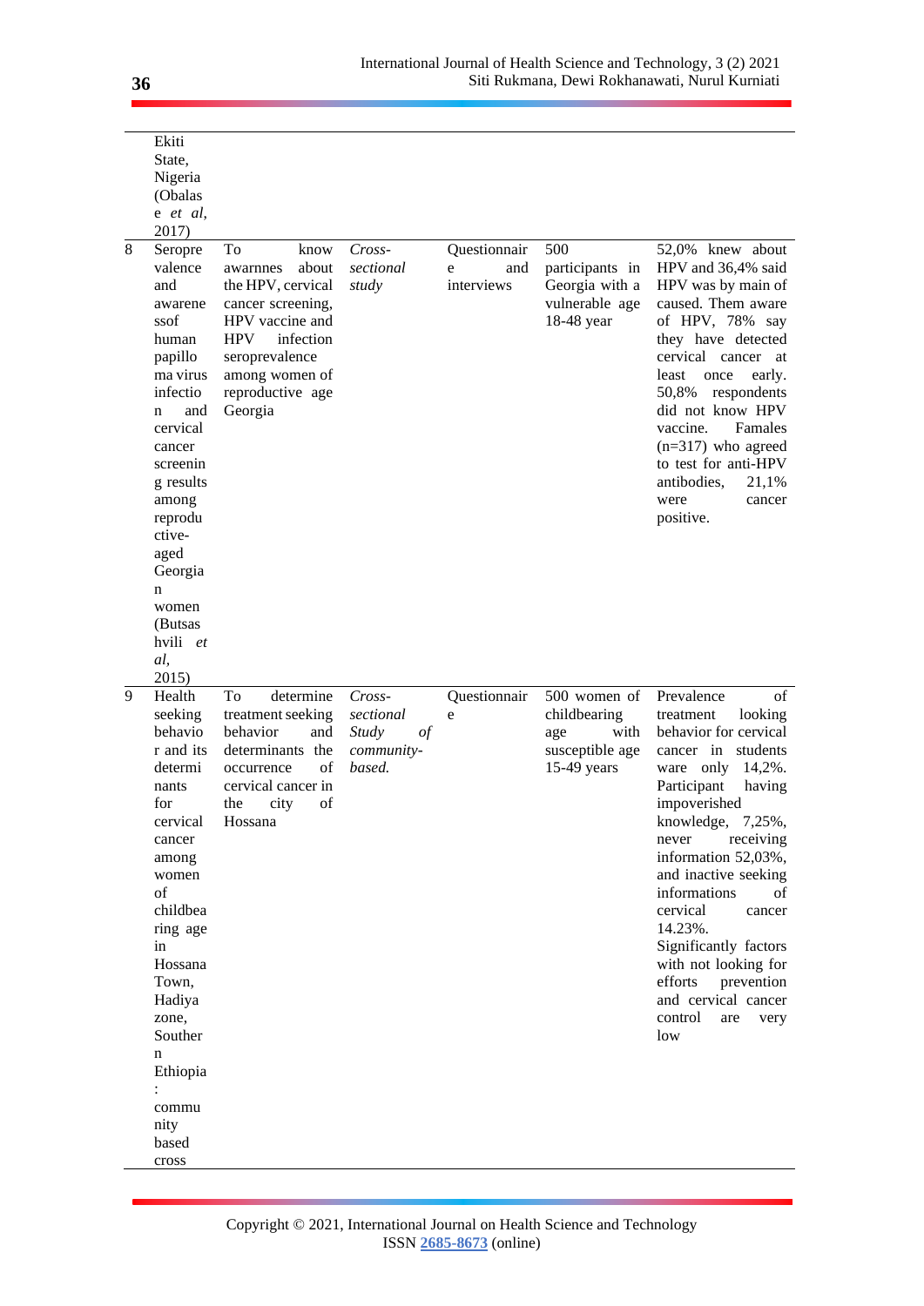| | | | | | | |
|---|---|---|---|---|---|---|
| | Ekiti State, Nigeria (Obalase *et al*, 2017) | | | | | |
| 8 | Seroprevalence and awareness of human papilloma virus infection and cervical cancer screening results among reproductive-aged Georgian women (Butsashvili *et al*, 2015) | To know awarnnes about the HPV, cervical cancer screening, HPV vaccine and HPV infection seroprevalence among women of reproductive age Georgia | *Cross-sectional study* | Questionnaire and interviews | 500 participants in Georgia with a vulnerable age 18-48 year | 52,0% knew about HPV and 36,4% said HPV was by main of caused. Them aware of HPV, 78% say they have detected cervical cancer at least once early. 50,8% respondents did not know HPV vaccine. Famales (n=317) who agreed to test for anti-HPV antibodies, 21,1% were cancer positive. |
| 9 | Health seeking behavior and its determinants for cervical cancer among women of childbearing age in Hossana Town, Hadiya zone, Southern Ethiopia: community based cross | To determine treatment seeking behavior and determinants the occurrence of cervical cancer in the city of Hossana | *Cross-sectional Study of community-based.* | Questionnaire | 500 women of childbearing age with susceptible age 15-49 years | Prevalence of treatment looking behavior for cervical cancer in students ware only 14,2%. Participant having impoverished knowledge, 7,25%, never receiving information 52,03%, and inactive seeking informations of cervical cancer 14.23%. Significantly factors with not looking for efforts prevention and cervical cancer control are very low |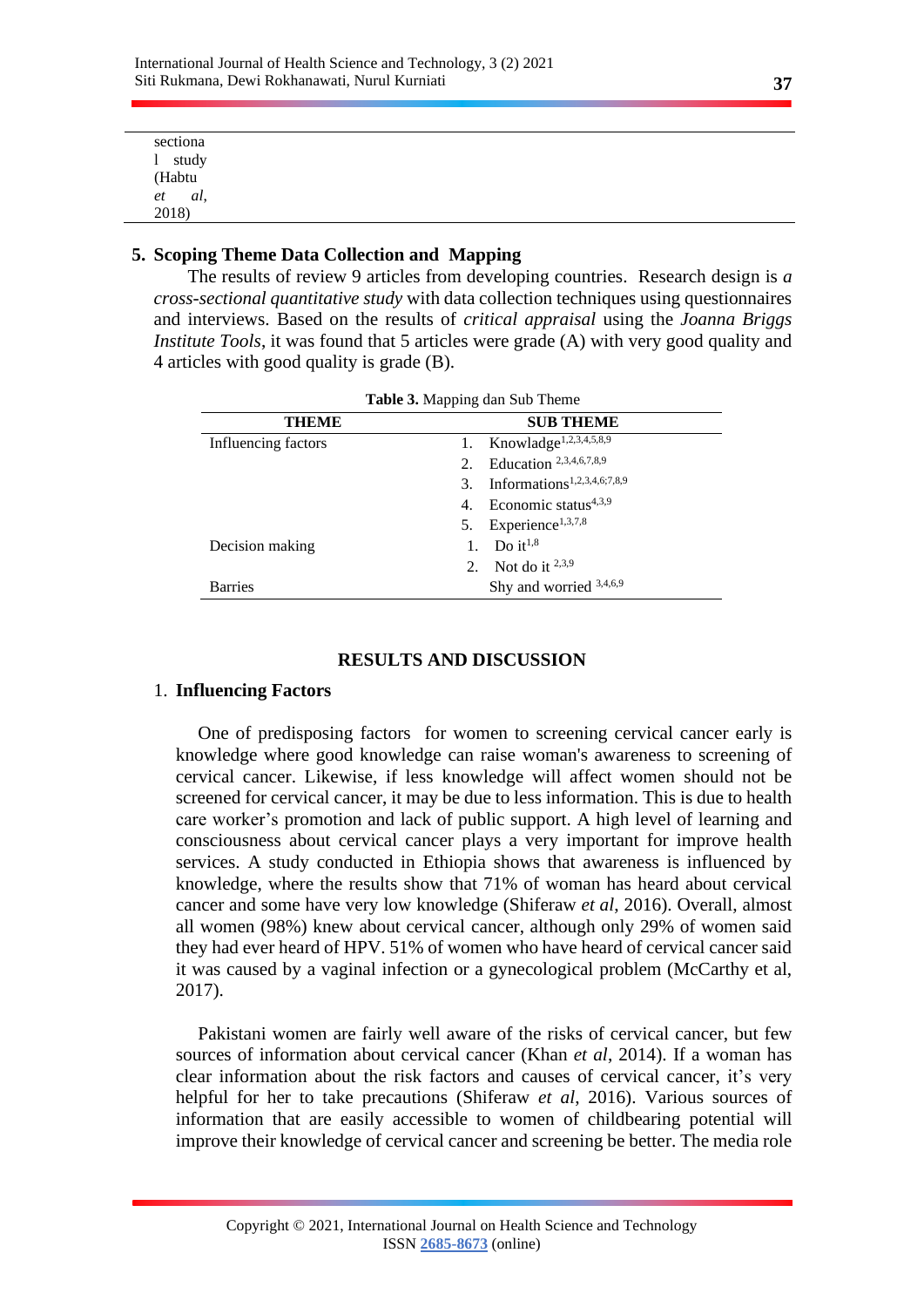| sectional study (Habtu *et al*, 2018) |
|---|

## 5. Scoping Theme Data Collection and Mapping

The results of review 9 articles from developing countries. Research design is *a cross-sectional quantitative study* with data collection techniques using questionnaires and interviews. Based on the results of *critical appraisal* using the *Joanna Briggs Institute Tools*, it was found that 5 articles were grade (A) with very good quality and 4 articles with good quality is grade (B).

**Table 3.** Mapping dan Sub Theme

| THEME | SUB THEME |
|---|---|
| Influencing factors | 1. Knowledge[1,2,3,4,5,8,9] |
| | 2. Education [2,3,4,6,7,8,9] |
| | 3. Informations[1,2,3,4,6;7,8,9] |
| | 4. Economic status[4,3,9] |
| | 5. Experience[1,3,7,8] |
| Decision making | 1. Do it[1,8] |
| | 2. Not do it [2,3,9] |
| Barries | Shy and worried [3,4,6,9] |

## RESULTS AND DISCUSSION

### 1. Influencing Factors

One of predisposing factors for women to screening cervical cancer early is knowledge where good knowledge can raise woman's awareness to screening of cervical cancer. Likewise, if less knowledge will affect women should not be screened for cervical cancer, it may be due to less information. This is due to health care worker's promotion and lack of public support. A high level of learning and consciousness about cervical cancer plays a very important for improve health services. A study conducted in Ethiopia shows that awareness is influenced by knowledge, where the results show that 71% of woman has heard about cervical cancer and some have very low knowledge (Shiferaw *et al*, 2016). Overall, almost all women (98%) knew about cervical cancer, although only 29% of women said they had ever heard of HPV. 51% of women who have heard of cervical cancer said it was caused by a vaginal infection or a gynecological problem (McCarthy et al, 2017).

Pakistani women are fairly well aware of the risks of cervical cancer, but few sources of information about cervical cancer (Khan *et al*, 2014). If a woman has clear information about the risk factors and causes of cervical cancer, it's very helpful for her to take precautions (Shiferaw *et al*, 2016). Various sources of information that are easily accessible to women of childbearing potential will improve their knowledge of cervical cancer and screening be better. The media role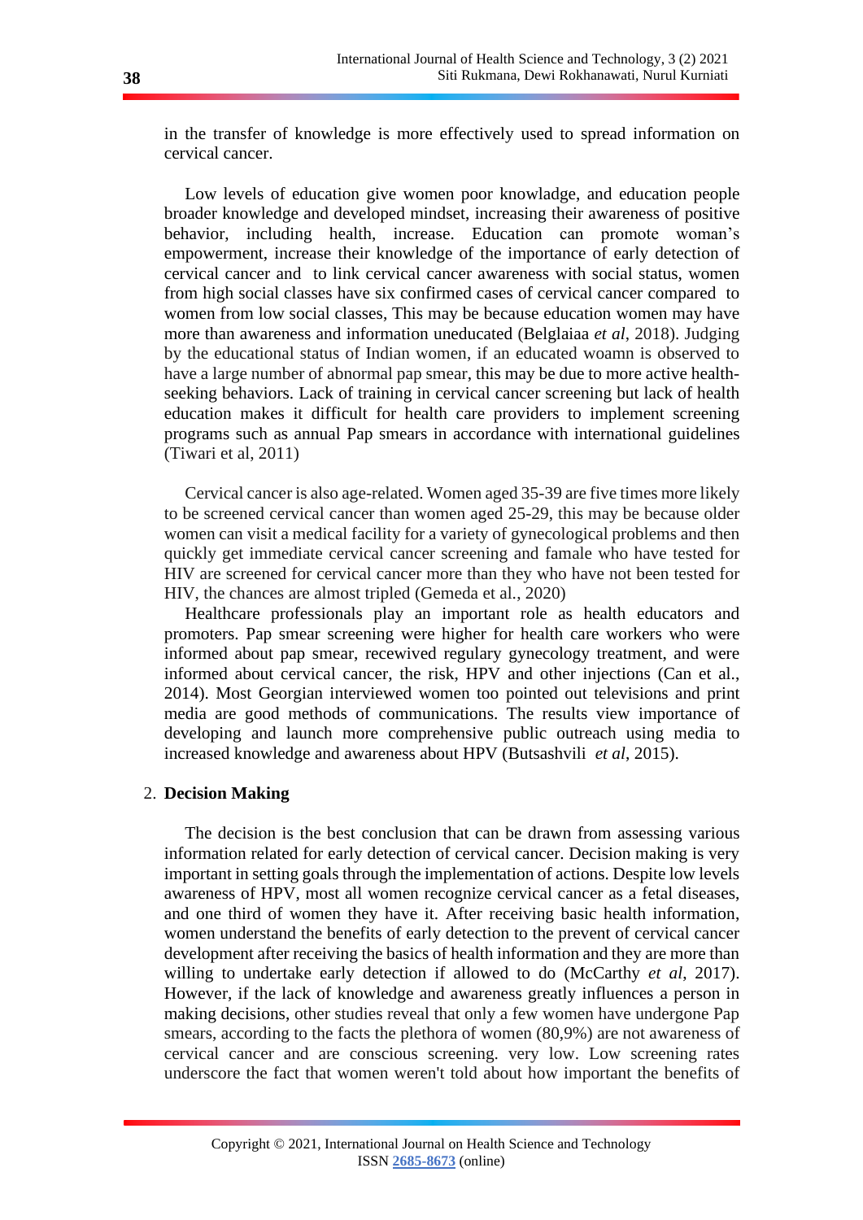in the transfer of knowledge is more effectively used to spread information on cervical cancer.

Low levels of education give women poor knowladge, and education people broader knowledge and developed mindset, increasing their awareness of positive behavior, including health, increase. Education can promote woman's empowerment, increase their knowledge of the importance of early detection of cervical cancer and to link cervical cancer awareness with social status, women from high social classes have six confirmed cases of cervical cancer compared to women from low social classes, This may be because education women may have more than awareness and information uneducated (Belglaiaa *et al*, 2018). Judging by the educational status of Indian women, if an educated woamn is observed to have a large number of abnormal pap smear, this may be due to more active health-seeking behaviors. Lack of training in cervical cancer screening but lack of health education makes it difficult for health care providers to implement screening programs such as annual Pap smears in accordance with international guidelines (Tiwari et al, 2011)

Cervical cancer is also age-related. Women aged 35-39 are five times more likely to be screened cervical cancer than women aged 25-29, this may be because older women can visit a medical facility for a variety of gynecological problems and then quickly get immediate cervical cancer screening and famale who have tested for HIV are screened for cervical cancer more than they who have not been tested for HIV, the chances are almost tripled (Gemeda et al., 2020)

Healthcare professionals play an important role as health educators and promoters. Pap smear screening were higher for health care workers who were informed about pap smear, recewived regulary gynecology treatment, and were informed about cervical cancer, the risk, HPV and other injections (Can et al., 2014). Most Georgian interviewed women too pointed out televisions and print media are good methods of communications. The results view importance of developing and launch more comprehensive public outreach using media to increased knowledge and awareness about HPV (Butsashvili *et al*, 2015).

2. **Decision Making**

The decision is the best conclusion that can be drawn from assessing various information related for early detection of cervical cancer. Decision making is very important in setting goals through the implementation of actions. Despite low levels awareness of HPV, most all women recognize cervical cancer as a fetal diseases, and one third of women they have it. After receiving basic health information, women understand the benefits of early detection to the prevent of cervical cancer development after receiving the basics of health information and they are more than willing to undertake early detection if allowed to do (McCarthy *et al*, 2017). However, if the lack of knowledge and awareness greatly influences a person in making decisions, other studies reveal that only a few women have undergone Pap smears, according to the facts the plethora of women (80,9%) are not awareness of cervical cancer and are conscious screening. very low. Low screening rates underscore the fact that women weren't told about how important the benefits of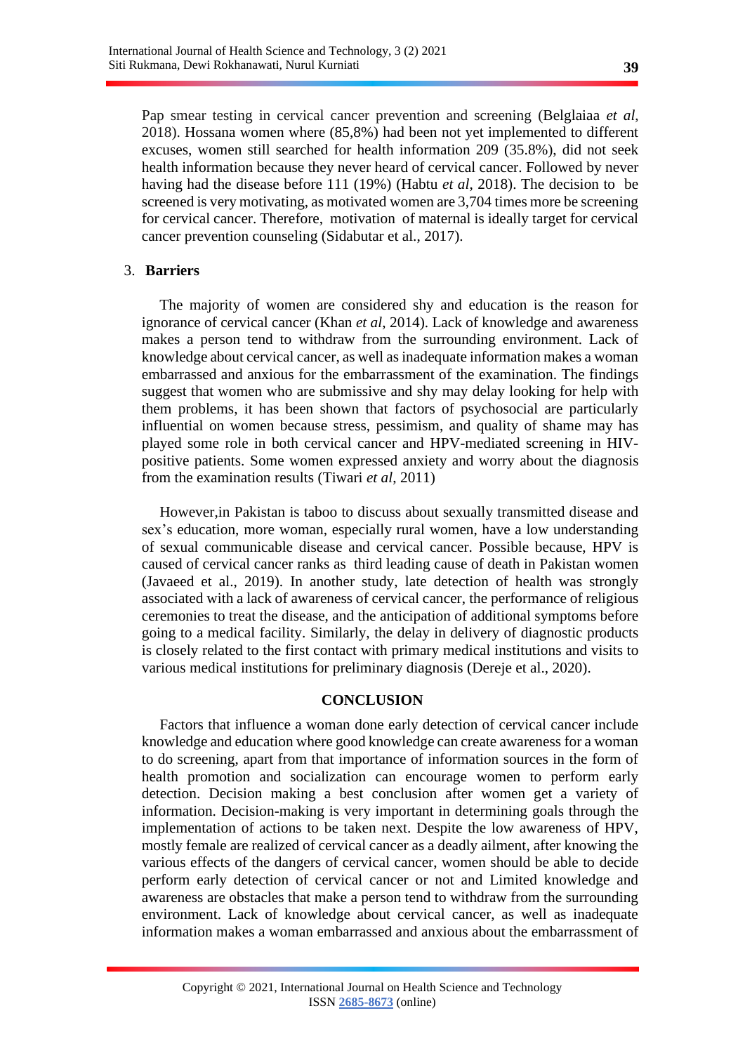Pap smear testing in cervical cancer prevention and screening (Belglaiaa *et al*, 2018). Hossana women where (85,8%) had been not yet implemented to different excuses, women still searched for health information 209 (35.8%), did not seek health information because they never heard of cervical cancer. Followed by never having had the disease before 111 (19%) (Habtu *et al*, 2018). The decision to be screened is very motivating, as motivated women are 3,704 times more be screening for cervical cancer. Therefore, motivation of maternal is ideally target for cervical cancer prevention counseling (Sidabutar et al., 2017).

3. **Barriers**

The majority of women are considered shy and education is the reason for ignorance of cervical cancer (Khan *et al*, 2014). Lack of knowledge and awareness makes a person tend to withdraw from the surrounding environment. Lack of knowledge about cervical cancer, as well as inadequate information makes a woman embarrassed and anxious for the embarrassment of the examination. The findings suggest that women who are submissive and shy may delay looking for help with them problems, it has been shown that factors of psychosocial are particularly influential on women because stress, pessimism, and quality of shame may has played some role in both cervical cancer and HPV-mediated screening in HIV-positive patients. Some women expressed anxiety and worry about the diagnosis from the examination results (Tiwari *et al*, 2011)

However,in Pakistan is taboo to discuss about sexually transmitted disease and sex's education, more woman, especially rural women, have a low understanding of sexual communicable disease and cervical cancer. Possible because, HPV is caused of cervical cancer ranks as third leading cause of death in Pakistan women (Javaeed et al., 2019). In another study, late detection of health was strongly associated with a lack of awareness of cervical cancer, the performance of religious ceremonies to treat the disease, and the anticipation of additional symptoms before going to a medical facility. Similarly, the delay in delivery of diagnostic products is closely related to the first contact with primary medical institutions and visits to various medical institutions for preliminary diagnosis (Dereje et al., 2020).

## CONCLUSION

Factors that influence a woman done early detection of cervical cancer include knowledge and education where good knowledge can create awareness for a woman to do screening, apart from that importance of information sources in the form of health promotion and socialization can encourage women to perform early detection. Decision making a best conclusion after women get a variety of information. Decision-making is very important in determining goals through the implementation of actions to be taken next. Despite the low awareness of HPV, mostly female are realized of cervical cancer as a deadly ailment, after knowing the various effects of the dangers of cervical cancer, women should be able to decide perform early detection of cervical cancer or not and Limited knowledge and awareness are obstacles that make a person tend to withdraw from the surrounding environment. Lack of knowledge about cervical cancer, as well as inadequate information makes a woman embarrassed and anxious about the embarrassment of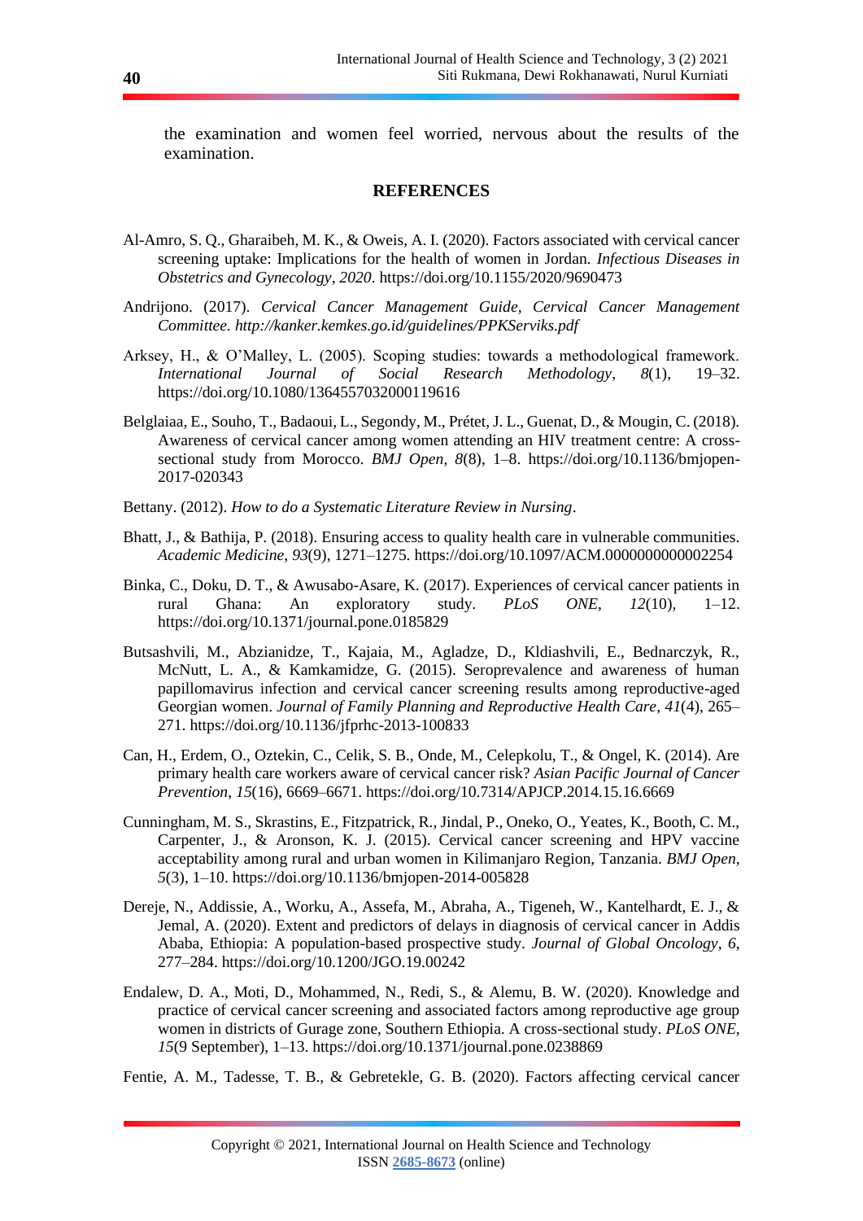the examination and women feel worried, nervous about the results of the examination.

## REFERENCES

Al-Amro, S. Q., Gharaibeh, M. K., & Oweis, A. I. (2020). Factors associated with cervical cancer screening uptake: Implications for the health of women in Jordan. *Infectious Diseases in Obstetrics and Gynecology*, *2020*. https://doi.org/10.1155/2020/9690473

Andrijono. (2017). *Cervical Cancer Management Guide, Cervical Cancer Management Committee. http://kanker.kemkes.go.id/guidelines/PPKServiks.pdf*

Arksey, H., & O'Malley, L. (2005). Scoping studies: towards a methodological framework. *International Journal of Social Research Methodology*, *8*(1), 19–32. https://doi.org/10.1080/1364557032000119616

Belglaiaa, E., Souho, T., Badaoui, L., Segondy, M., Prétet, J. L., Guenat, D., & Mougin, C. (2018). Awareness of cervical cancer among women attending an HIV treatment centre: A cross-sectional study from Morocco. *BMJ Open*, *8*(8), 1–8. https://doi.org/10.1136/bmjopen-2017-020343

Bettany. (2012). *How to do a Systematic Literature Review in Nursing*.

Bhatt, J., & Bathija, P. (2018). Ensuring access to quality health care in vulnerable communities. *Academic Medicine*, *93*(9), 1271–1275. https://doi.org/10.1097/ACM.0000000000002254

Binka, C., Doku, D. T., & Awusabo-Asare, K. (2017). Experiences of cervical cancer patients in rural Ghana: An exploratory study. *PLoS ONE*, *12*(10), 1–12. https://doi.org/10.1371/journal.pone.0185829

Butsashvili, M., Abzianidze, T., Kajaia, M., Agladze, D., Kldiashvili, E., Bednarczyk, R., McNutt, L. A., & Kamkamidze, G. (2015). Seroprevalence and awareness of human papillomavirus infection and cervical cancer screening results among reproductive-aged Georgian women. *Journal of Family Planning and Reproductive Health Care*, *41*(4), 265–271. https://doi.org/10.1136/jfprhc-2013-100833

Can, H., Erdem, O., Oztekin, C., Celik, S. B., Onde, M., Celepkolu, T., & Ongel, K. (2014). Are primary health care workers aware of cervical cancer risk? *Asian Pacific Journal of Cancer Prevention*, *15*(16), 6669–6671. https://doi.org/10.7314/APJCP.2014.15.16.6669

Cunningham, M. S., Skrastins, E., Fitzpatrick, R., Jindal, P., Oneko, O., Yeates, K., Booth, C. M., Carpenter, J., & Aronson, K. J. (2015). Cervical cancer screening and HPV vaccine acceptability among rural and urban women in Kilimanjaro Region, Tanzania. *BMJ Open*, *5*(3), 1–10. https://doi.org/10.1136/bmjopen-2014-005828

Dereje, N., Addissie, A., Worku, A., Assefa, M., Abraha, A., Tigeneh, W., Kantelhardt, E. J., & Jemal, A. (2020). Extent and predictors of delays in diagnosis of cervical cancer in Addis Ababa, Ethiopia: A population-based prospective study. *Journal of Global Oncology*, *6*, 277–284. https://doi.org/10.1200/JGO.19.00242

Endalew, D. A., Moti, D., Mohammed, N., Redi, S., & Alemu, B. W. (2020). Knowledge and practice of cervical cancer screening and associated factors among reproductive age group women in districts of Gurage zone, Southern Ethiopia. A cross-sectional study. *PLoS ONE*, *15*(9 September), 1–13. https://doi.org/10.1371/journal.pone.0238869

Fentie, A. M., Tadesse, T. B., & Gebretekle, G. B. (2020). Factors affecting cervical cancer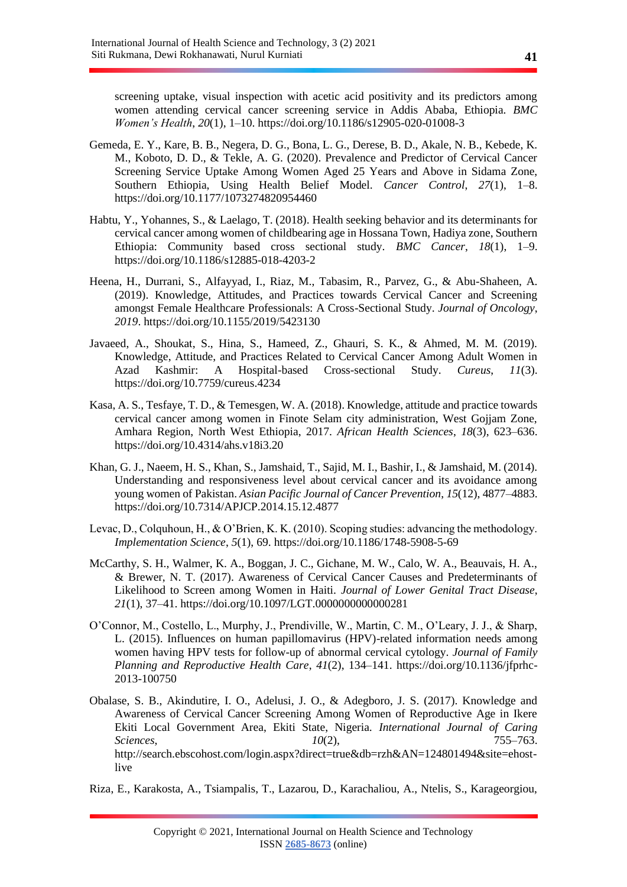screening uptake, visual inspection with acetic acid positivity and its predictors among women attending cervical cancer screening service in Addis Ababa, Ethiopia. *BMC Women's Health*, *20*(1), 1–10. https://doi.org/10.1186/s12905-020-01008-3

Gemeda, E. Y., Kare, B. B., Negera, D. G., Bona, L. G., Derese, B. D., Akale, N. B., Kebede, K. M., Koboto, D. D., & Tekle, A. G. (2020). Prevalence and Predictor of Cervical Cancer Screening Service Uptake Among Women Aged 25 Years and Above in Sidama Zone, Southern Ethiopia, Using Health Belief Model. *Cancer Control*, *27*(1), 1–8. https://doi.org/10.1177/1073274820954460

Habtu, Y., Yohannes, S., & Laelago, T. (2018). Health seeking behavior and its determinants for cervical cancer among women of childbearing age in Hossana Town, Hadiya zone, Southern Ethiopia: Community based cross sectional study. *BMC Cancer*, *18*(1), 1–9. https://doi.org/10.1186/s12885-018-4203-2

Heena, H., Durrani, S., Alfayyad, I., Riaz, M., Tabasim, R., Parvez, G., & Abu-Shaheen, A. (2019). Knowledge, Attitudes, and Practices towards Cervical Cancer and Screening amongst Female Healthcare Professionals: A Cross-Sectional Study. *Journal of Oncology*, *2019*. https://doi.org/10.1155/2019/5423130

Javaeed, A., Shoukat, S., Hina, S., Hameed, Z., Ghauri, S. K., & Ahmed, M. M. (2019). Knowledge, Attitude, and Practices Related to Cervical Cancer Among Adult Women in Azad Kashmir: A Hospital-based Cross-sectional Study. *Cureus*, *11*(3). https://doi.org/10.7759/cureus.4234

Kasa, A. S., Tesfaye, T. D., & Temesgen, W. A. (2018). Knowledge, attitude and practice towards cervical cancer among women in Finote Selam city administration, West Gojjam Zone, Amhara Region, North West Ethiopia, 2017. *African Health Sciences*, *18*(3), 623–636. https://doi.org/10.4314/ahs.v18i3.20

Khan, G. J., Naeem, H. S., Khan, S., Jamshaid, T., Sajid, M. I., Bashir, I., & Jamshaid, M. (2014). Understanding and responsiveness level about cervical cancer and its avoidance among young women of Pakistan. *Asian Pacific Journal of Cancer Prevention*, *15*(12), 4877–4883. https://doi.org/10.7314/APJCP.2014.15.12.4877

Levac, D., Colquhoun, H., & O'Brien, K. K. (2010). Scoping studies: advancing the methodology. *Implementation Science*, *5*(1), 69. https://doi.org/10.1186/1748-5908-5-69

McCarthy, S. H., Walmer, K. A., Boggan, J. C., Gichane, M. W., Calo, W. A., Beauvais, H. A., & Brewer, N. T. (2017). Awareness of Cervical Cancer Causes and Predeterminants of Likelihood to Screen among Women in Haiti. *Journal of Lower Genital Tract Disease*, *21*(1), 37–41. https://doi.org/10.1097/LGT.0000000000000281

O'Connor, M., Costello, L., Murphy, J., Prendiville, W., Martin, C. M., O'Leary, J. J., & Sharp, L. (2015). Influences on human papillomavirus (HPV)-related information needs among women having HPV tests for follow-up of abnormal cervical cytology. *Journal of Family Planning and Reproductive Health Care*, *41*(2), 134–141. https://doi.org/10.1136/jfprhc-2013-100750

Obalase, S. B., Akindutire, I. O., Adelusi, J. O., & Adegboro, J. S. (2017). Knowledge and Awareness of Cervical Cancer Screening Among Women of Reproductive Age in Ikere Ekiti Local Government Area, Ekiti State, Nigeria. *International Journal of Caring Sciences*, *10*(2), 755–763. http://search.ebscohost.com/login.aspx?direct=true&db=rzh&AN=124801494&site=ehost-live

Riza, E., Karakosta, A., Tsiampalis, T., Lazarou, D., Karachaliou, A., Ntelis, S., Karageorgiou,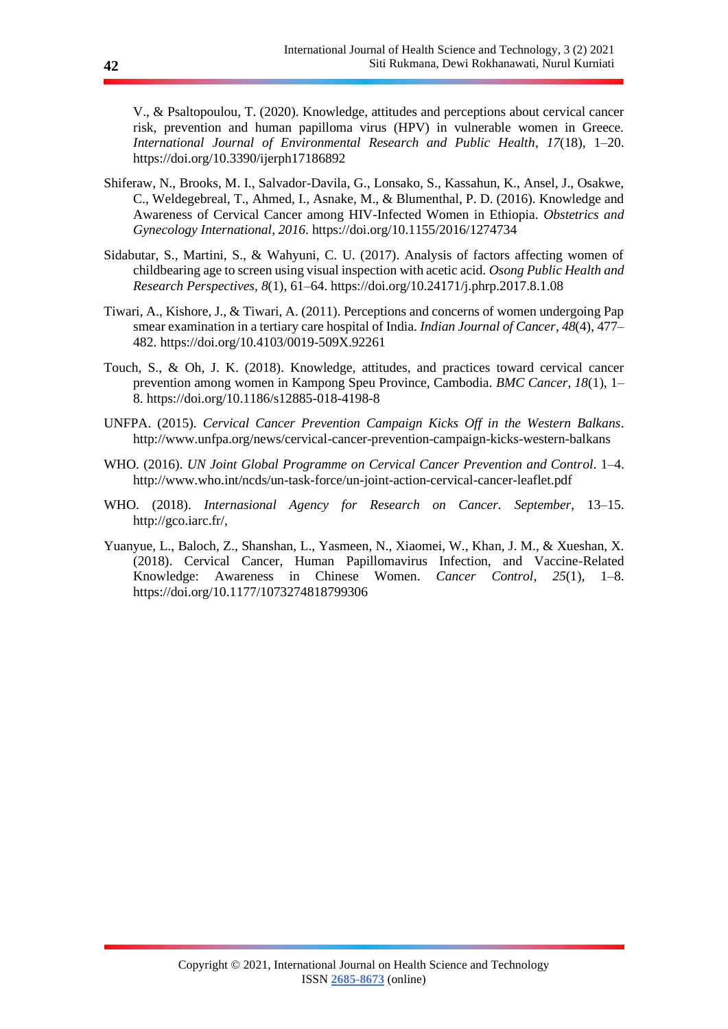V., & Psaltopoulou, T. (2020). Knowledge, attitudes and perceptions about cervical cancer risk, prevention and human papilloma virus (HPV) in vulnerable women in Greece. *International Journal of Environmental Research and Public Health*, *17*(18), 1–20. https://doi.org/10.3390/ijerph17186892

Shiferaw, N., Brooks, M. I., Salvador-Davila, G., Lonsako, S., Kassahun, K., Ansel, J., Osakwe, C., Weldegebreal, T., Ahmed, I., Asnake, M., & Blumenthal, P. D. (2016). Knowledge and Awareness of Cervical Cancer among HIV-Infected Women in Ethiopia. *Obstetrics and Gynecology International*, *2016*. https://doi.org/10.1155/2016/1274734

Sidabutar, S., Martini, S., & Wahyuni, C. U. (2017). Analysis of factors affecting women of childbearing age to screen using visual inspection with acetic acid. *Osong Public Health and Research Perspectives*, *8*(1), 61–64. https://doi.org/10.24171/j.phrp.2017.8.1.08

Tiwari, A., Kishore, J., & Tiwari, A. (2011). Perceptions and concerns of women undergoing Pap smear examination in a tertiary care hospital of India. *Indian Journal of Cancer*, *48*(4), 477–482. https://doi.org/10.4103/0019-509X.92261

Touch, S., & Oh, J. K. (2018). Knowledge, attitudes, and practices toward cervical cancer prevention among women in Kampong Speu Province, Cambodia. *BMC Cancer*, *18*(1), 1–8. https://doi.org/10.1186/s12885-018-4198-8

UNFPA. (2015). *Cervical Cancer Prevention Campaign Kicks Off in the Western Balkans*. http://www.unfpa.org/news/cervical-cancer-prevention-campaign-kicks-western-balkans

WHO. (2016). *UN Joint Global Programme on Cervical Cancer Prevention and Control*. 1–4. http://www.who.int/ncds/un-task-force/un-joint-action-cervical-cancer-leaflet.pdf

WHO. (2018). *Internasional Agency for Research on Cancer*. *September*, 13–15. http://gco.iarc.fr/,

Yuanyue, L., Baloch, Z., Shanshan, L., Yasmeen, N., Xiaomei, W., Khan, J. M., & Xueshan, X. (2018). Cervical Cancer, Human Papillomavirus Infection, and Vaccine-Related Knowledge: Awareness in Chinese Women. *Cancer Control*, *25*(1), 1–8. https://doi.org/10.1177/1073274818799306